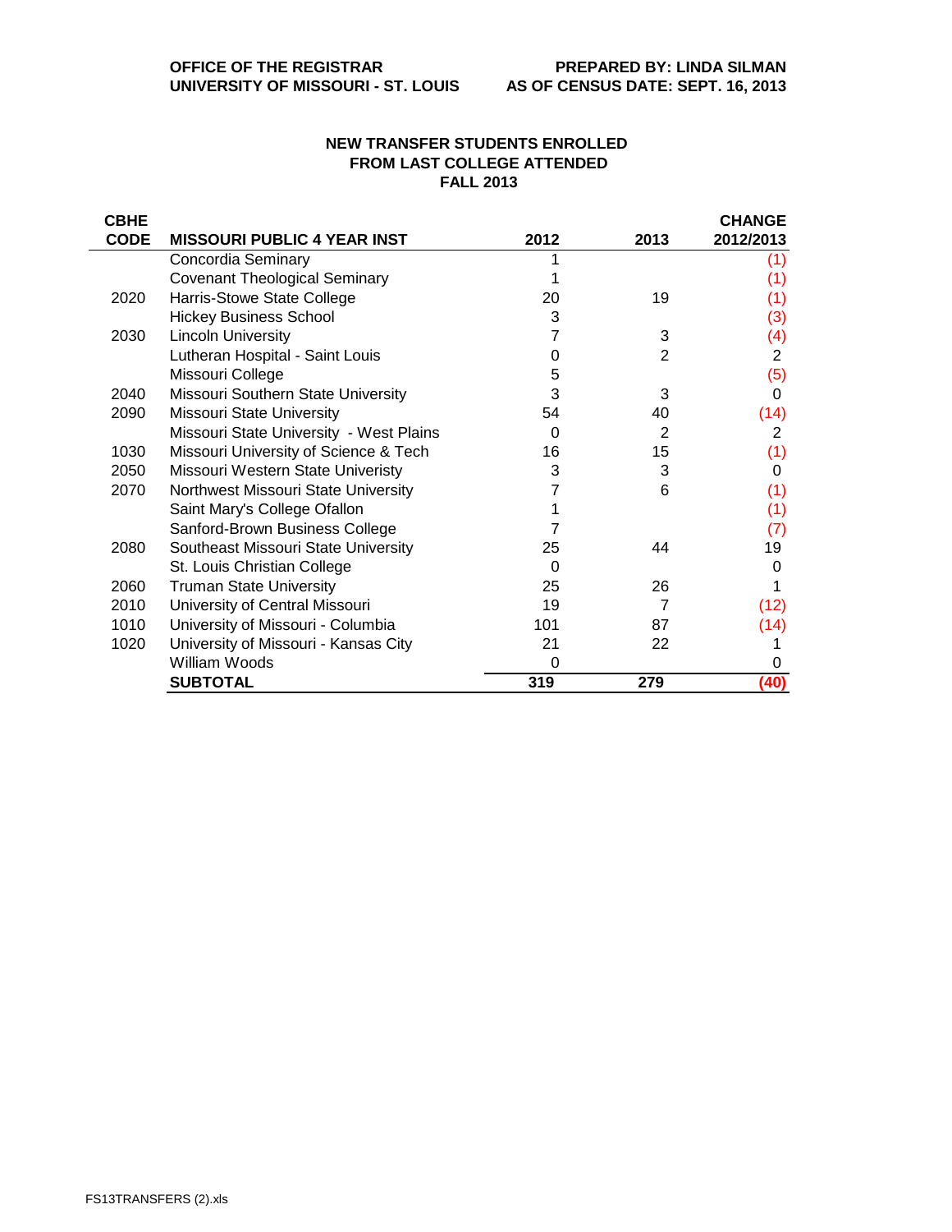**OFFICE OF THE REGISTRAR**
**UNIVERSITY OF MISSOURI - ST. LOUIS**

**PREPARED BY: LINDA SILMAN**
**AS OF CENSUS DATE: SEPT. 16, 2013**

## NEW TRANSFER STUDENTS ENROLLED FROM LAST COLLEGE ATTENDED FALL 2013

| CBHE CODE | MISSOURI PUBLIC 4 YEAR INST | 2012 | 2013 | CHANGE 2012/2013 |
|---|---|---|---|---|
| | Concordia Seminary | 1 | | (1) |
| | Covenant Theological Seminary | 1 | | (1) |
| 2020 | Harris-Stowe State College | 20 | 19 | (1) |
| | Hickey Business School | 3 | | (3) |
| 2030 | Lincoln University | 7 | 3 | (4) |
| | Lutheran Hospital - Saint Louis | 0 | 2 | 2 |
| | Missouri College | 5 | | (5) |
| 2040 | Missouri Southern State University | 3 | 3 | 0 |
| 2090 | Missouri State University | 54 | 40 | (14) |
| | Missouri State University - West Plains | 0 | 2 | 2 |
| 1030 | Missouri University of Science & Tech | 16 | 15 | (1) |
| 2050 | Missouri Western State Univeristy | 3 | 3 | 0 |
| 2070 | Northwest Missouri State University | 7 | 6 | (1) |
| | Saint Mary's College Ofallon | 1 | | (1) |
| | Sanford-Brown Business College | 7 | | (7) |
| 2080 | Southeast Missouri State University | 25 | 44 | 19 |
| | St. Louis Christian College | 0 | | 0 |
| 2060 | Truman State University | 25 | 26 | 1 |
| 2010 | University of Central Missouri | 19 | 7 | (12) |
| 1010 | University of Missouri - Columbia | 101 | 87 | (14) |
| 1020 | University of Missouri - Kansas City | 21 | 22 | 1 |
| | William Woods | 0 | | 0 |
| | **SUBTOTAL** | **319** | **279** | **(40)** |

FS13TRANSFERS (2).xls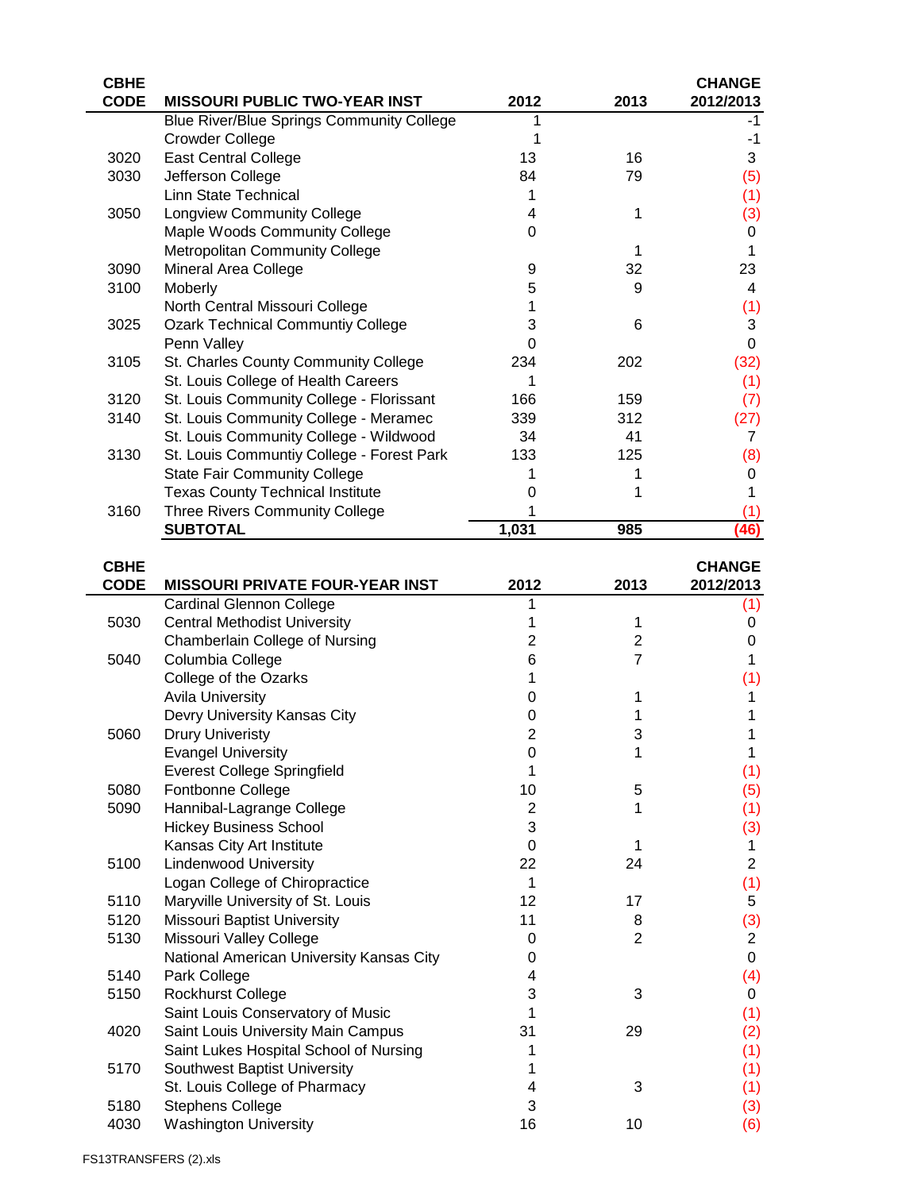| CBHE CODE | MISSOURI PUBLIC TWO-YEAR INST | 2012 | 2013 | CHANGE 2012/2013 |
|---|---|---|---|---|
| | Blue River/Blue Springs Community College | 1 | | -1 |
| | Crowder College | 1 | | -1 |
| 3020 | East Central College | 13 | 16 | 3 |
| 3030 | Jefferson College | 84 | 79 | (5) |
| | Linn State Technical | 1 | | (1) |
| 3050 | Longview Community College | 4 | 1 | (3) |
| | Maple Woods Community College | 0 | | 0 |
| | Metropolitan Community College | | 1 | 1 |
| 3090 | Mineral Area College | 9 | 32 | 23 |
| 3100 | Moberly | 5 | 9 | 4 |
| | North Central Missouri College | 1 | | (1) |
| 3025 | Ozark Technical Communtiy College | 3 | 6 | 3 |
| | Penn Valley | 0 | | 0 |
| 3105 | St. Charles County Community College | 234 | 202 | (32) |
| | St. Louis College of Health Careers | 1 | | (1) |
| 3120 | St. Louis Community College - Florissant | 166 | 159 | (7) |
| 3140 | St. Louis Community College - Meramec | 339 | 312 | (27) |
| | St. Louis Community College - Wildwood | 34 | 41 | 7 |
| 3130 | St. Louis Communtiy College - Forest Park | 133 | 125 | (8) |
| | State Fair Community College | 1 | 1 | 0 |
| | Texas County Technical Institute | 0 | 1 | 1 |
| 3160 | Three Rivers Community College | 1 | | (1) |
| | **SUBTOTAL** | **1,031** | **985** | **(46)** |

| CBHE CODE | MISSOURI PRIVATE FOUR-YEAR INST | 2012 | 2013 | CHANGE 2012/2013 |
|---|---|---|---|---|
| | Cardinal Glennon College | 1 | | (1) |
| 5030 | Central Methodist University | 1 | 1 | 0 |
| | Chamberlain College of Nursing | 2 | 2 | 0 |
| 5040 | Columbia College | 6 | 7 | 1 |
| | College of the Ozarks | 1 | | (1) |
| | Avila University | 0 | 1 | 1 |
| | Devry University Kansas City | 0 | 1 | 1 |
| 5060 | Drury Univeristy | 2 | 3 | 1 |
| | Evangel University | 0 | 1 | 1 |
| | Everest College Springfield | 1 | | (1) |
| 5080 | Fontbonne College | 10 | 5 | (5) |
| 5090 | Hannibal-Lagrange College | 2 | 1 | (1) |
| | Hickey Business School | 3 | | (3) |
| | Kansas City Art Institute | 0 | 1 | 1 |
| 5100 | Lindenwood University | 22 | 24 | 2 |
| | Logan College of Chiropractice | 1 | | (1) |
| 5110 | Maryville University of St. Louis | 12 | 17 | 5 |
| 5120 | Missouri Baptist University | 11 | 8 | (3) |
| 5130 | Missouri Valley College | 0 | 2 | 2 |
| | National American University Kansas City | 0 | | 0 |
| 5140 | Park College | 4 | | (4) |
| 5150 | Rockhurst College | 3 | 3 | 0 |
| | Saint Louis Conservatory of Music | 1 | | (1) |
| 4020 | Saint Louis University Main Campus | 31 | 29 | (2) |
| | Saint Lukes Hospital School of Nursing | 1 | | (1) |
| 5170 | Southwest Baptist University | 1 | | (1) |
| | St. Louis College of Pharmacy | 4 | 3 | (1) |
| 5180 | Stephens College | 3 | | (3) |
| 4030 | Washington University | 16 | 10 | (6) |

FS13TRANSFERS (2).xls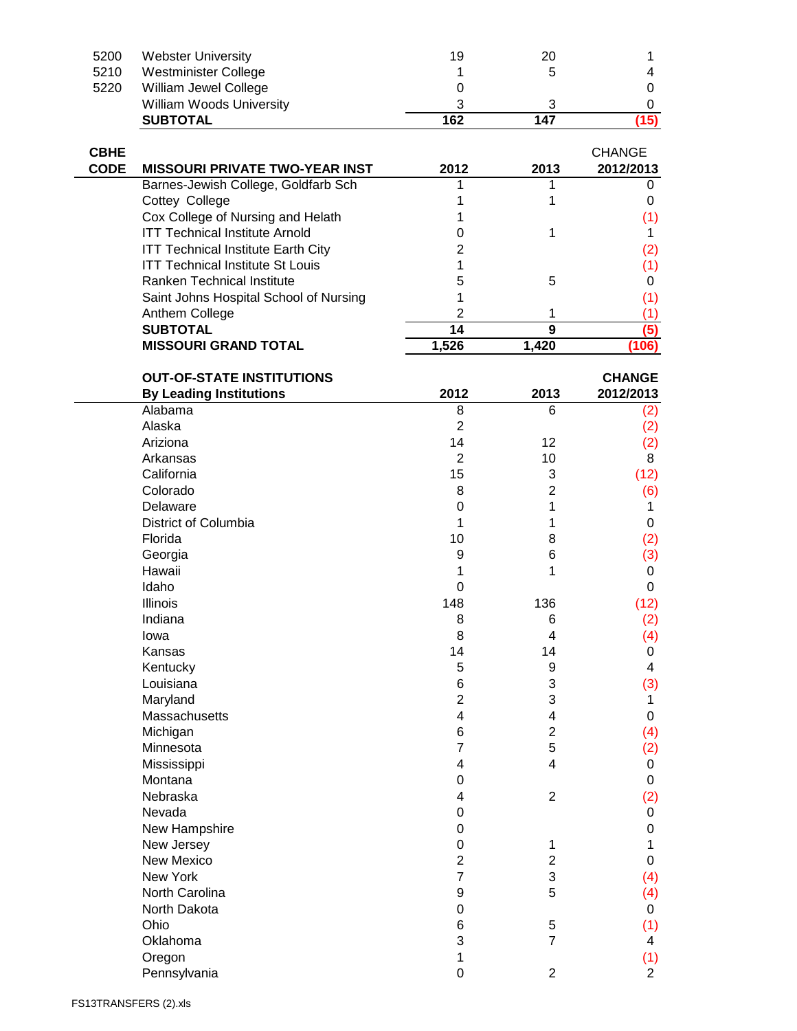| CBHE CODE | | 2012 | 2013 | CHANGE 2012/2013 |
|---|---|---|---|---|
| 5200 | Webster University | 19 | 20 | 1 |
| 5210 | Westminister College | 1 | 5 | 4 |
| 5220 | William Jewel College | 0 | | 0 |
| | William Woods University | 3 | 3 | 0 |
| | **SUBTOTAL** | **162** | **147** | **(15)** |

| CBHE CODE | MISSOURI PRIVATE TWO-YEAR INST | 2012 | 2013 | CHANGE 2012/2013 |
|---|---|---|---|---|
| | Barnes-Jewish College, Goldfarb Sch | 1 | 1 | 0 |
| | Cottey College | 1 | 1 | 0 |
| | Cox College of Nursing and Helath | 1 | | (1) |
| | ITT Technical Institute Arnold | 0 | 1 | 1 |
| | ITT Technical Institute Earth City | 2 | | (2) |
| | ITT Technical Institute St Louis | 1 | | (1) |
| | Ranken Technical Institute | 5 | 5 | 0 |
| | Saint Johns Hospital School of Nursing | 1 | | (1) |
| | Anthem College | 2 | 1 | (1) |
| | **SUBTOTAL** | **14** | **9** | **(5)** |
| | **MISSOURI GRAND TOTAL** | **1,526** | **1,420** | **(106)** |

| OUT-OF-STATE INSTITUTIONS By Leading Institutions | 2012 | 2013 | CHANGE 2012/2013 |
|---|---|---|---|
| Alabama | 8 | 6 | (2) |
| Alaska | 2 | | (2) |
| Ariziona | 14 | 12 | (2) |
| Arkansas | 2 | 10 | 8 |
| California | 15 | 3 | (12) |
| Colorado | 8 | 2 | (6) |
| Delaware | 0 | 1 | 1 |
| District of Columbia | 1 | 1 | 0 |
| Florida | 10 | 8 | (2) |
| Georgia | 9 | 6 | (3) |
| Hawaii | 1 | 1 | 0 |
| Idaho | 0 | | 0 |
| Illinois | 148 | 136 | (12) |
| Indiana | 8 | 6 | (2) |
| Iowa | 8 | 4 | (4) |
| Kansas | 14 | 14 | 0 |
| Kentucky | 5 | 9 | 4 |
| Louisiana | 6 | 3 | (3) |
| Maryland | 2 | 3 | 1 |
| Massachusetts | 4 | 4 | 0 |
| Michigan | 6 | 2 | (4) |
| Minnesota | 7 | 5 | (2) |
| Mississippi | 4 | 4 | 0 |
| Montana | 0 | | 0 |
| Nebraska | 4 | 2 | (2) |
| Nevada | 0 | | 0 |
| New Hampshire | 0 | | 0 |
| New Jersey | 0 | 1 | 1 |
| New Mexico | 2 | 2 | 0 |
| New York | 7 | 3 | (4) |
| North Carolina | 9 | 5 | (4) |
| North Dakota | 0 | | 0 |
| Ohio | 6 | 5 | (1) |
| Oklahoma | 3 | 7 | 4 |
| Oregon | 1 | | (1) |
| Pennsylvania | 0 | 2 | 2 |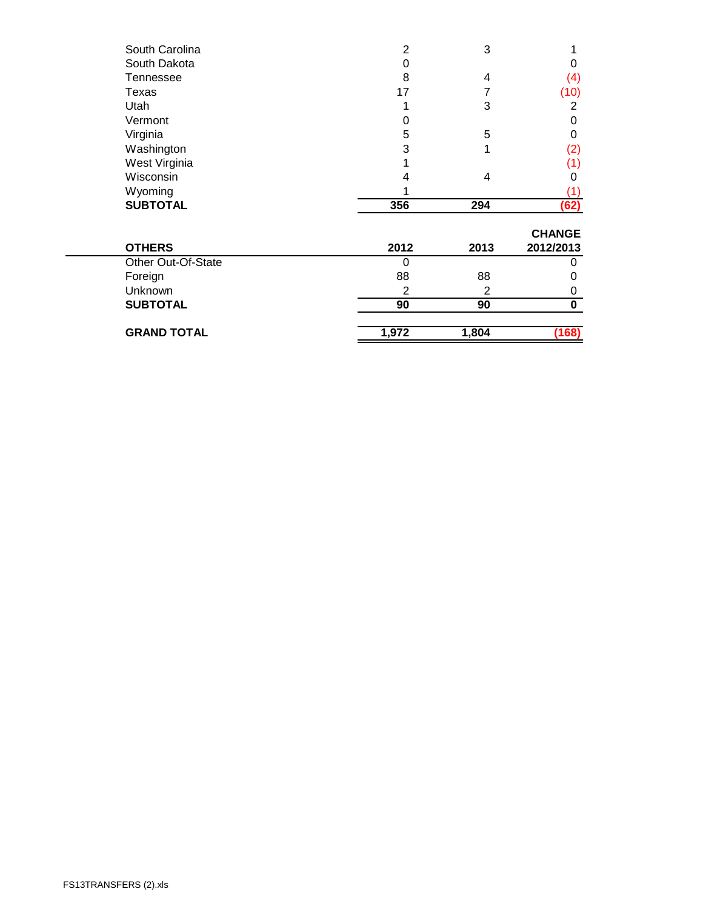| | 2012 | 2013 | CHANGE 2012/2013 |
|---|---|---|---|
| South Carolina | 2 | 3 | 1 |
| South Dakota | 0 | | 0 |
| Tennessee | 8 | 4 | (4) |
| Texas | 17 | 7 | (10) |
| Utah | 1 | 3 | 2 |
| Vermont | 0 | | 0 |
| Virginia | 5 | 5 | 0 |
| Washington | 3 | 1 | (2) |
| West Virginia | 1 | | (1) |
| Wisconsin | 4 | 4 | 0 |
| Wyoming | 1 | | (1) |
| **SUBTOTAL** | **356** | **294** | **(62)** |

| OTHERS | 2012 | 2013 | CHANGE 2012/2013 |
|---|---|---|---|
| Other Out-Of-State | 0 | | 0 |
| Foreign | 88 | 88 | 0 |
| Unknown | 2 | 2 | 0 |
| **SUBTOTAL** | **90** | **90** | **0** |
| | | | |
| **GRAND TOTAL** | **1,972** | **1,804** | **(168)** |

FS13TRANSFERS (2).xls